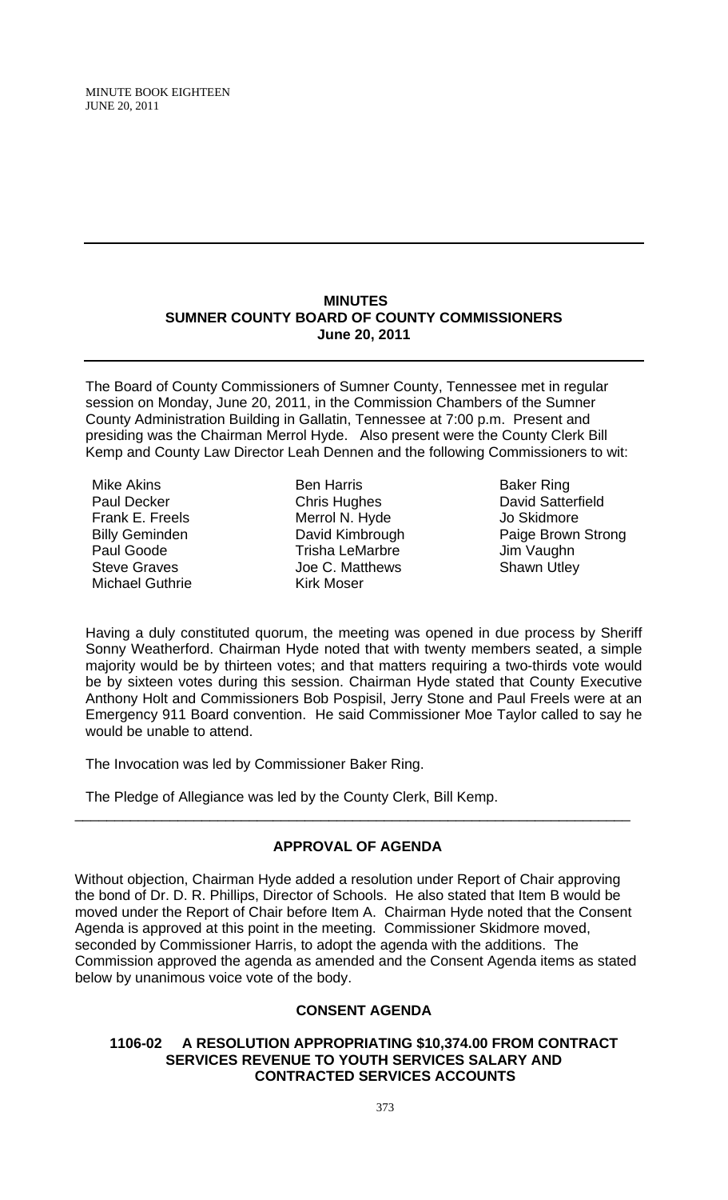## MINUTES
## SUMNER COUNTY BOARD OF COUNTY COMMISSIONERS
## June 20, 2011

The Board of County Commissioners of Sumner County, Tennessee met in regular session on Monday, June 20, 2011, in the Commission Chambers of the Sumner County Administration Building in Gallatin, Tennessee at 7:00 p.m. Present and presiding was the Chairman Merrol Hyde. Also present were the County Clerk Bill Kemp and County Law Director Leah Dennen and the following Commissioners to wit:

| | | |
|---|---|---|
| Mike Akins | Ben Harris | Baker Ring |
| Paul Decker | Chris Hughes | David Satterfield |
| Frank E. Freels | Merrol N. Hyde | Jo Skidmore |
| Billy Geminden | David Kimbrough | Paige Brown Strong |
| Paul Goode | Trisha LeMarbre | Jim Vaughn |
| Steve Graves | Joe C. Matthews | Shawn Utley |
| Michael Guthrie | Kirk Moser | |

Having a duly constituted quorum, the meeting was opened in due process by Sheriff Sonny Weatherford. Chairman Hyde noted that with twenty members seated, a simple majority would be by thirteen votes; and that matters requiring a two-thirds vote would be by sixteen votes during this session. Chairman Hyde stated that County Executive Anthony Holt and Commissioners Bob Pospisil, Jerry Stone and Paul Freels were at an Emergency 911 Board convention. He said Commissioner Moe Taylor called to say he would be unable to attend.

The Invocation was led by Commissioner Baker Ring.

The Pledge of Allegiance was led by the County Clerk, Bill Kemp.

### APPROVAL OF AGENDA

Without objection, Chairman Hyde added a resolution under Report of Chair approving the bond of Dr. D. R. Phillips, Director of Schools. He also stated that Item B would be moved under the Report of Chair before Item A. Chairman Hyde noted that the Consent Agenda is approved at this point in the meeting. Commissioner Skidmore moved, seconded by Commissioner Harris, to adopt the agenda with the additions. The Commission approved the agenda as amended and the Consent Agenda items as stated below by unanimous voice vote of the body.

### CONSENT AGENDA

**1106-02 A RESOLUTION APPROPRIATING $10,374.00 FROM CONTRACT SERVICES REVENUE TO YOUTH SERVICES SALARY AND CONTRACTED SERVICES ACCOUNTS**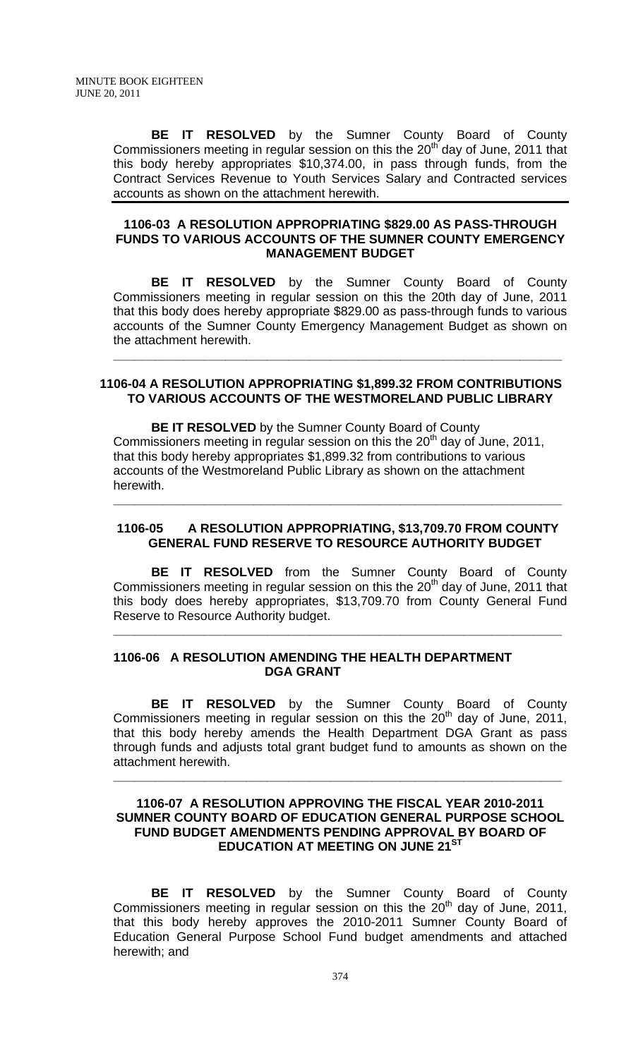**BE IT RESOLVED** by the Sumner County Board of County Commissioners meeting in regular session on this the 20th day of June, 2011 that this body hereby appropriates $10,374.00, in pass through funds, from the Contract Services Revenue to Youth Services Salary and Contracted services accounts as shown on the attachment herewith.

---

### 1106-03 A RESOLUTION APPROPRIATING $829.00 AS PASS-THROUGH FUNDS TO VARIOUS ACCOUNTS OF THE SUMNER COUNTY EMERGENCY MANAGEMENT BUDGET

**BE IT RESOLVED** by the Sumner County Board of County Commissioners meeting in regular session on this the 20th day of June, 2011 that this body does hereby appropriate $829.00 as pass-through funds to various accounts of the Sumner County Emergency Management Budget as shown on the attachment herewith.

---

### 1106-04 A RESOLUTION APPROPRIATING $1,899.32 FROM CONTRIBUTIONS TO VARIOUS ACCOUNTS OF THE WESTMORELAND PUBLIC LIBRARY

**BE IT RESOLVED** by the Sumner County Board of County Commissioners meeting in regular session on this the 20th day of June, 2011, that this body hereby appropriates $1,899.32 from contributions to various accounts of the Westmoreland Public Library as shown on the attachment herewith.

---

### 1106-05 A RESOLUTION APPROPRIATING, $13,709.70 FROM COUNTY GENERAL FUND RESERVE TO RESOURCE AUTHORITY BUDGET

**BE IT RESOLVED** from the Sumner County Board of County Commissioners meeting in regular session on this the 20th day of June, 2011 that this body does hereby appropriates, $13,709.70 from County General Fund Reserve to Resource Authority budget.

---

### 1106-06 A RESOLUTION AMENDING THE HEALTH DEPARTMENT DGA GRANT

**BE IT RESOLVED** by the Sumner County Board of County Commissioners meeting in regular session on this the 20th day of June, 2011, that this body hereby amends the Health Department DGA Grant as pass through funds and adjusts total grant budget fund to amounts as shown on the attachment herewith.

---

### 1106-07 A RESOLUTION APPROVING THE FISCAL YEAR 2010-2011 SUMNER COUNTY BOARD OF EDUCATION GENERAL PURPOSE SCHOOL FUND BUDGET AMENDMENTS PENDING APPROVAL BY BOARD OF EDUCATION AT MEETING ON JUNE 21ST

**BE IT RESOLVED** by the Sumner County Board of County Commissioners meeting in regular session on this the 20th day of June, 2011, that this body hereby approves the 2010-2011 Sumner County Board of Education General Purpose School Fund budget amendments and attached herewith; and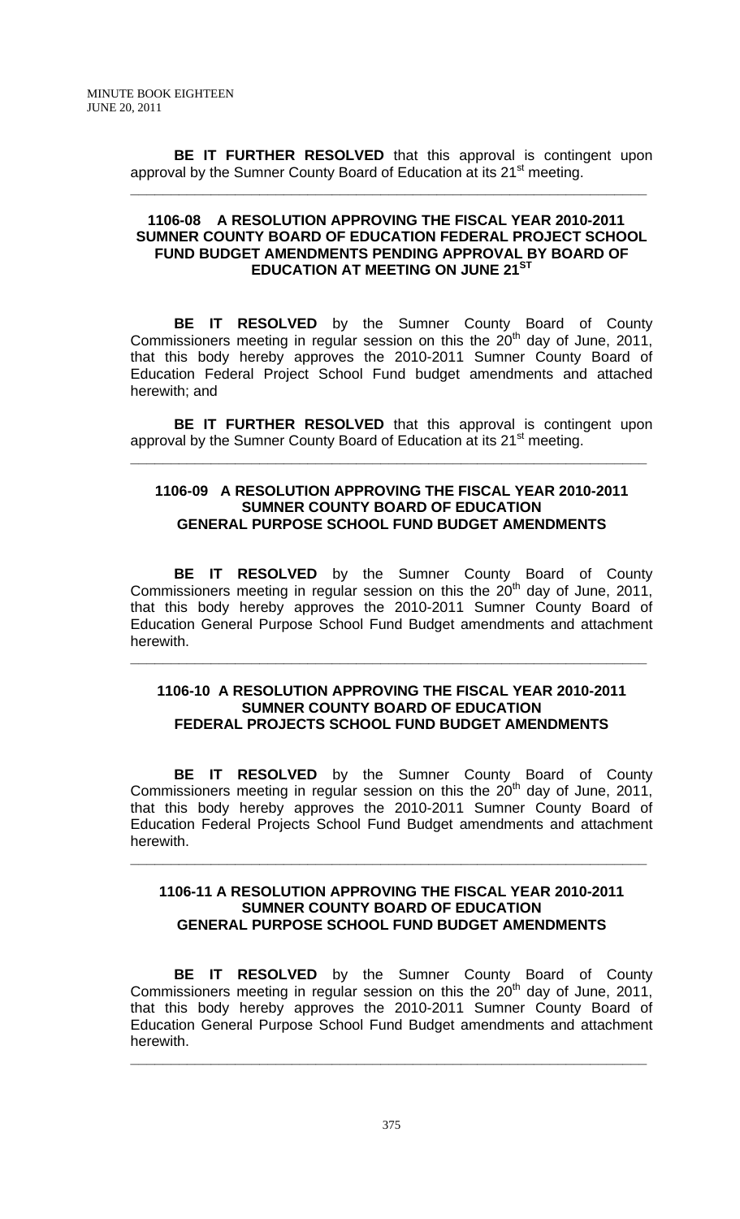**BE IT FURTHER RESOLVED** that this approval is contingent upon approval by the Sumner County Board of Education at its 21st meeting.

---

### 1106-08 A RESOLUTION APPROVING THE FISCAL YEAR 2010-2011 SUMNER COUNTY BOARD OF EDUCATION FEDERAL PROJECT SCHOOL FUND BUDGET AMENDMENTS PENDING APPROVAL BY BOARD OF EDUCATION AT MEETING ON JUNE 21ST

**BE IT RESOLVED** by the Sumner County Board of County Commissioners meeting in regular session on this the 20th day of June, 2011, that this body hereby approves the 2010-2011 Sumner County Board of Education Federal Project School Fund budget amendments and attached herewith; and

**BE IT FURTHER RESOLVED** that this approval is contingent upon approval by the Sumner County Board of Education at its 21st meeting.

---

### 1106-09 A RESOLUTION APPROVING THE FISCAL YEAR 2010-2011 SUMNER COUNTY BOARD OF EDUCATION GENERAL PURPOSE SCHOOL FUND BUDGET AMENDMENTS

**BE IT RESOLVED** by the Sumner County Board of County Commissioners meeting in regular session on this the 20th day of June, 2011, that this body hereby approves the 2010-2011 Sumner County Board of Education General Purpose School Fund Budget amendments and attachment herewith.

---

### 1106-10 A RESOLUTION APPROVING THE FISCAL YEAR 2010-2011 SUMNER COUNTY BOARD OF EDUCATION FEDERAL PROJECTS SCHOOL FUND BUDGET AMENDMENTS

**BE IT RESOLVED** by the Sumner County Board of County Commissioners meeting in regular session on this the 20th day of June, 2011, that this body hereby approves the 2010-2011 Sumner County Board of Education Federal Projects School Fund Budget amendments and attachment herewith.

---

### 1106-11 A RESOLUTION APPROVING THE FISCAL YEAR 2010-2011 SUMNER COUNTY BOARD OF EDUCATION GENERAL PURPOSE SCHOOL FUND BUDGET AMENDMENTS

**BE IT RESOLVED** by the Sumner County Board of County Commissioners meeting in regular session on this the 20th day of June, 2011, that this body hereby approves the 2010-2011 Sumner County Board of Education General Purpose School Fund Budget amendments and attachment herewith.

---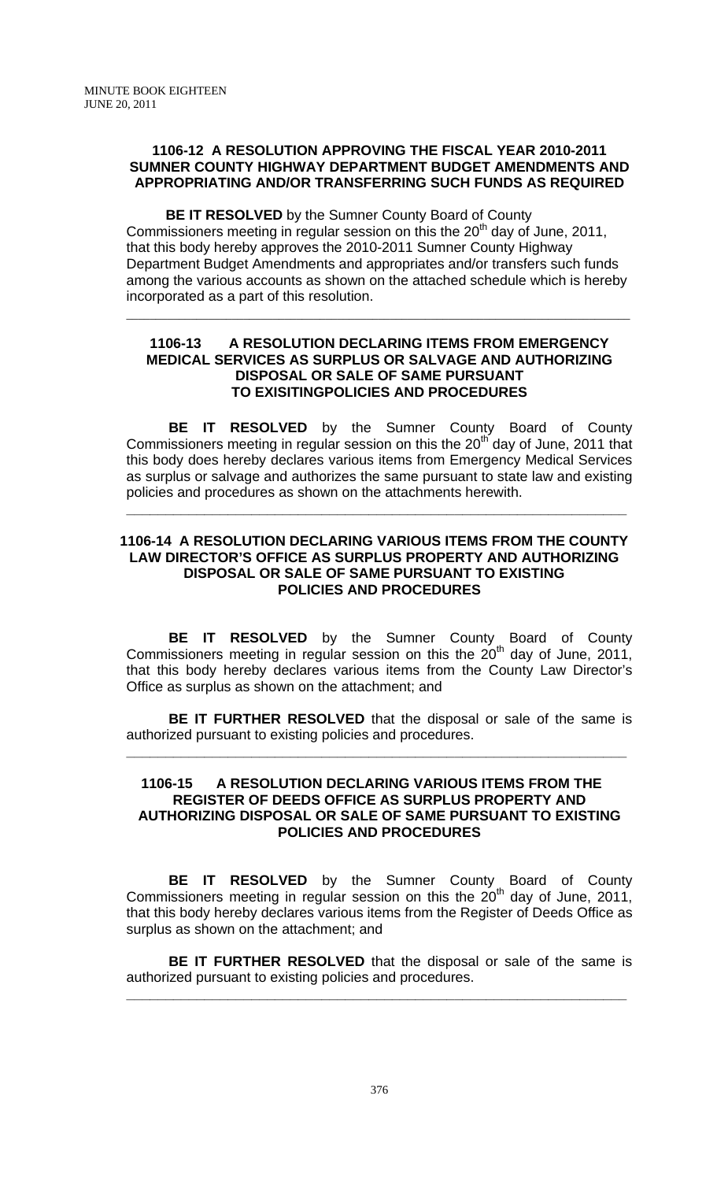**1106-12 A RESOLUTION APPROVING THE FISCAL YEAR 2010-2011 SUMNER COUNTY HIGHWAY DEPARTMENT BUDGET AMENDMENTS AND APPROPRIATING AND/OR TRANSFERRING SUCH FUNDS AS REQUIRED**

**BE IT RESOLVED** by the Sumner County Board of County Commissioners meeting in regular session on this the 20th day of June, 2011, that this body hereby approves the 2010-2011 Sumner County Highway Department Budget Amendments and appropriates and/or transfers such funds among the various accounts as shown on the attached schedule which is hereby incorporated as a part of this resolution.

---

**1106-13 A RESOLUTION DECLARING ITEMS FROM EMERGENCY MEDICAL SERVICES AS SURPLUS OR SALVAGE AND AUTHORIZING DISPOSAL OR SALE OF SAME PURSUANT TO EXISITINGPOLICIES AND PROCEDURES**

**BE IT RESOLVED** by the Sumner County Board of County Commissioners meeting in regular session on this the 20th day of June, 2011 that this body does hereby declares various items from Emergency Medical Services as surplus or salvage and authorizes the same pursuant to state law and existing policies and procedures as shown on the attachments herewith.

---

**1106-14 A RESOLUTION DECLARING VARIOUS ITEMS FROM THE COUNTY LAW DIRECTOR'S OFFICE AS SURPLUS PROPERTY AND AUTHORIZING DISPOSAL OR SALE OF SAME PURSUANT TO EXISTING POLICIES AND PROCEDURES**

**BE IT RESOLVED** by the Sumner County Board of County Commissioners meeting in regular session on this the 20th day of June, 2011, that this body hereby declares various items from the County Law Director's Office as surplus as shown on the attachment; and

**BE IT FURTHER RESOLVED** that the disposal or sale of the same is authorized pursuant to existing policies and procedures.

---

**1106-15 A RESOLUTION DECLARING VARIOUS ITEMS FROM THE REGISTER OF DEEDS OFFICE AS SURPLUS PROPERTY AND AUTHORIZING DISPOSAL OR SALE OF SAME PURSUANT TO EXISTING POLICIES AND PROCEDURES**

**BE IT RESOLVED** by the Sumner County Board of County Commissioners meeting in regular session on this the 20th day of June, 2011, that this body hereby declares various items from the Register of Deeds Office as surplus as shown on the attachment; and

**BE IT FURTHER RESOLVED** that the disposal or sale of the same is authorized pursuant to existing policies and procedures.

---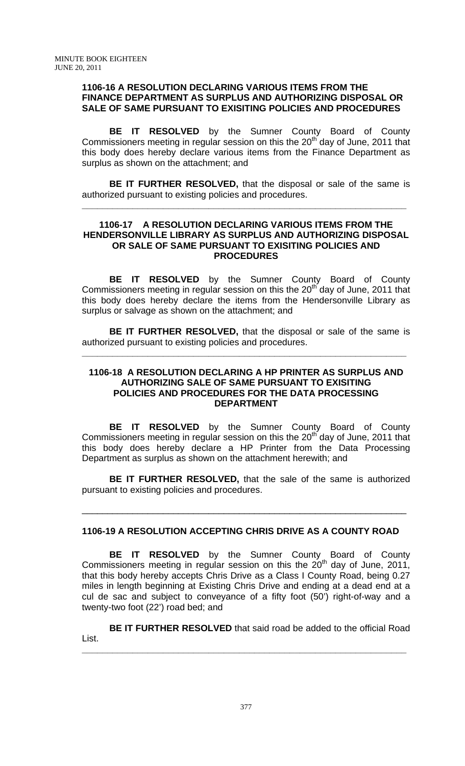**1106-16 A RESOLUTION DECLARING VARIOUS ITEMS FROM THE FINANCE DEPARTMENT AS SURPLUS AND AUTHORIZING DISPOSAL OR SALE OF SAME PURSUANT TO EXISITING POLICIES AND PROCEDURES**

**BE IT RESOLVED** by the Sumner County Board of County Commissioners meeting in regular session on this the 20th day of June, 2011 that this body does hereby declare various items from the Finance Department as surplus as shown on the attachment; and

**BE IT FURTHER RESOLVED,** that the disposal or sale of the same is authorized pursuant to existing policies and procedures.

---

**1106-17 A RESOLUTION DECLARING VARIOUS ITEMS FROM THE HENDERSONVILLE LIBRARY AS SURPLUS AND AUTHORIZING DISPOSAL OR SALE OF SAME PURSUANT TO EXISITING POLICIES AND PROCEDURES**

**BE IT RESOLVED** by the Sumner County Board of County Commissioners meeting in regular session on this the 20th day of June, 2011 that this body does hereby declare the items from the Hendersonville Library as surplus or salvage as shown on the attachment; and

**BE IT FURTHER RESOLVED,** that the disposal or sale of the same is authorized pursuant to existing policies and procedures.

---

**1106-18 A RESOLUTION DECLARING A HP PRINTER AS SURPLUS AND AUTHORIZING SALE OF SAME PURSUANT TO EXISITING POLICIES AND PROCEDURES FOR THE DATA PROCESSING DEPARTMENT**

**BE IT RESOLVED** by the Sumner County Board of County Commissioners meeting in regular session on this the 20th day of June, 2011 that this body does hereby declare a HP Printer from the Data Processing Department as surplus as shown on the attachment herewith; and

**BE IT FURTHER RESOLVED,** that the sale of the same is authorized pursuant to existing policies and procedures.

---

**1106-19 A RESOLUTION ACCEPTING CHRIS DRIVE AS A COUNTY ROAD**

**BE IT RESOLVED** by the Sumner County Board of County Commissioners meeting in regular session on this the 20th day of June, 2011, that this body hereby accepts Chris Drive as a Class I County Road, being 0.27 miles in length beginning at Existing Chris Drive and ending at a dead end at a cul de sac and subject to conveyance of a fifty foot (50') right-of-way and a twenty-two foot (22') road bed; and

**BE IT FURTHER RESOLVED** that said road be added to the official Road List.

---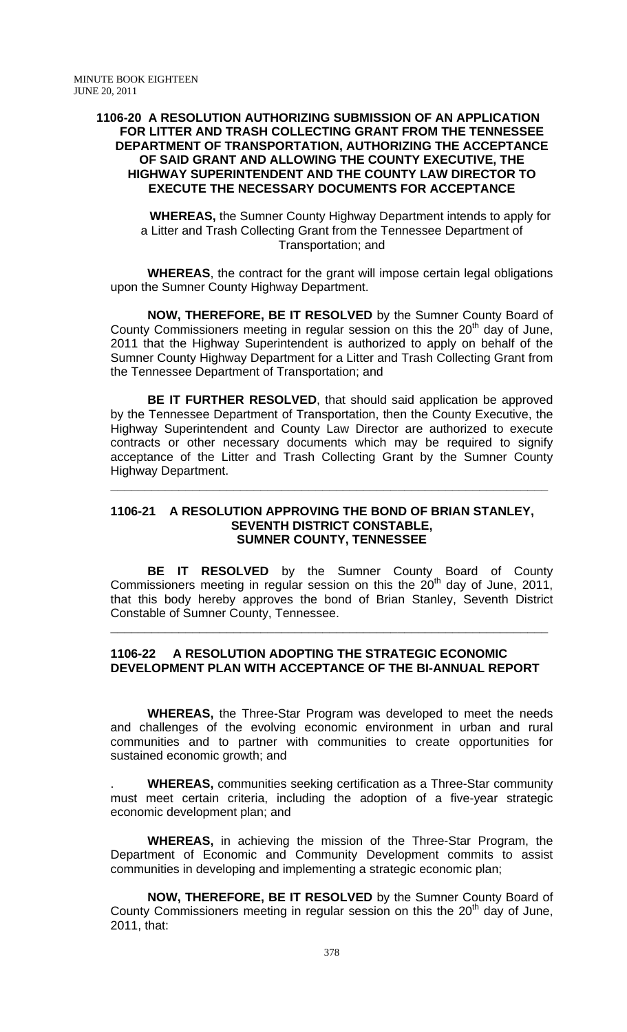**1106-20 A RESOLUTION AUTHORIZING SUBMISSION OF AN APPLICATION FOR LITTER AND TRASH COLLECTING GRANT FROM THE TENNESSEE DEPARTMENT OF TRANSPORTATION, AUTHORIZING THE ACCEPTANCE OF SAID GRANT AND ALLOWING THE COUNTY EXECUTIVE, THE HIGHWAY SUPERINTENDENT AND THE COUNTY LAW DIRECTOR TO EXECUTE THE NECESSARY DOCUMENTS FOR ACCEPTANCE**

**WHEREAS,** the Sumner County Highway Department intends to apply for a Litter and Trash Collecting Grant from the Tennessee Department of Transportation; and

**WHEREAS**, the contract for the grant will impose certain legal obligations upon the Sumner County Highway Department.

**NOW, THEREFORE, BE IT RESOLVED** by the Sumner County Board of County Commissioners meeting in regular session on this the 20th day of June, 2011 that the Highway Superintendent is authorized to apply on behalf of the Sumner County Highway Department for a Litter and Trash Collecting Grant from the Tennessee Department of Transportation; and

**BE IT FURTHER RESOLVED**, that should said application be approved by the Tennessee Department of Transportation, then the County Executive, the Highway Superintendent and County Law Director are authorized to execute contracts or other necessary documents which may be required to signify acceptance of the Litter and Trash Collecting Grant by the Sumner County Highway Department.

---

**1106-21 A RESOLUTION APPROVING THE BOND OF BRIAN STANLEY, SEVENTH DISTRICT CONSTABLE, SUMNER COUNTY, TENNESSEE**

**BE IT RESOLVED** by the Sumner County Board of County Commissioners meeting in regular session on this the 20th day of June, 2011, that this body hereby approves the bond of Brian Stanley, Seventh District Constable of Sumner County, Tennessee.

---

**1106-22 A RESOLUTION ADOPTING THE STRATEGIC ECONOMIC DEVELOPMENT PLAN WITH ACCEPTANCE OF THE BI-ANNUAL REPORT**

**WHEREAS,** the Three-Star Program was developed to meet the needs and challenges of the evolving economic environment in urban and rural communities and to partner with communities to create opportunities for sustained economic growth; and

. **WHEREAS,** communities seeking certification as a Three-Star community must meet certain criteria, including the adoption of a five-year strategic economic development plan; and

**WHEREAS,** in achieving the mission of the Three-Star Program, the Department of Economic and Community Development commits to assist communities in developing and implementing a strategic economic plan;

**NOW, THEREFORE, BE IT RESOLVED** by the Sumner County Board of County Commissioners meeting in regular session on this the 20th day of June, 2011, that: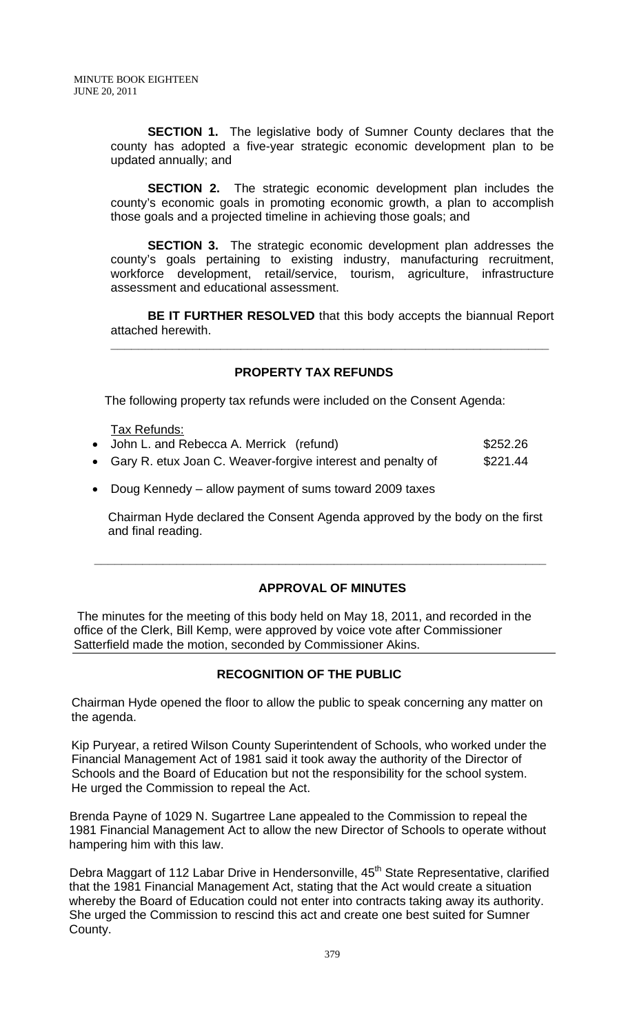**SECTION 1.** The legislative body of Sumner County declares that the county has adopted a five-year strategic economic development plan to be updated annually; and

**SECTION 2.** The strategic economic development plan includes the county's economic goals in promoting economic growth, a plan to accomplish those goals and a projected timeline in achieving those goals; and

**SECTION 3.** The strategic economic development plan addresses the county's goals pertaining to existing industry, manufacturing recruitment, workforce development, retail/service, tourism, agriculture, infrastructure assessment and educational assessment.

**BE IT FURTHER RESOLVED** that this body accepts the biannual Report attached herewith.

---

## PROPERTY TAX REFUNDS

The following property tax refunds were included on the Consent Agenda:

Tax Refunds:

- John L. and Rebecca A. Merrick (refund) $252.26
- Gary R. etux Joan C. Weaver-forgive interest and penalty of $221.44
- Doug Kennedy – allow payment of sums toward 2009 taxes

Chairman Hyde declared the Consent Agenda approved by the body on the first and final reading.

---

## APPROVAL OF MINUTES

The minutes for the meeting of this body held on May 18, 2011, and recorded in the office of the Clerk, Bill Kemp, were approved by voice vote after Commissioner Satterfield made the motion, seconded by Commissioner Akins.

---

## RECOGNITION OF THE PUBLIC

Chairman Hyde opened the floor to allow the public to speak concerning any matter on the agenda.

Kip Puryear, a retired Wilson County Superintendent of Schools, who worked under the Financial Management Act of 1981 said it took away the authority of the Director of Schools and the Board of Education but not the responsibility for the school system. He urged the Commission to repeal the Act.

Brenda Payne of 1029 N. Sugartree Lane appealed to the Commission to repeal the 1981 Financial Management Act to allow the new Director of Schools to operate without hampering him with this law.

Debra Maggart of 112 Labar Drive in Hendersonville, 45th State Representative, clarified that the 1981 Financial Management Act, stating that the Act would create a situation whereby the Board of Education could not enter into contracts taking away its authority. She urged the Commission to rescind this act and create one best suited for Sumner County.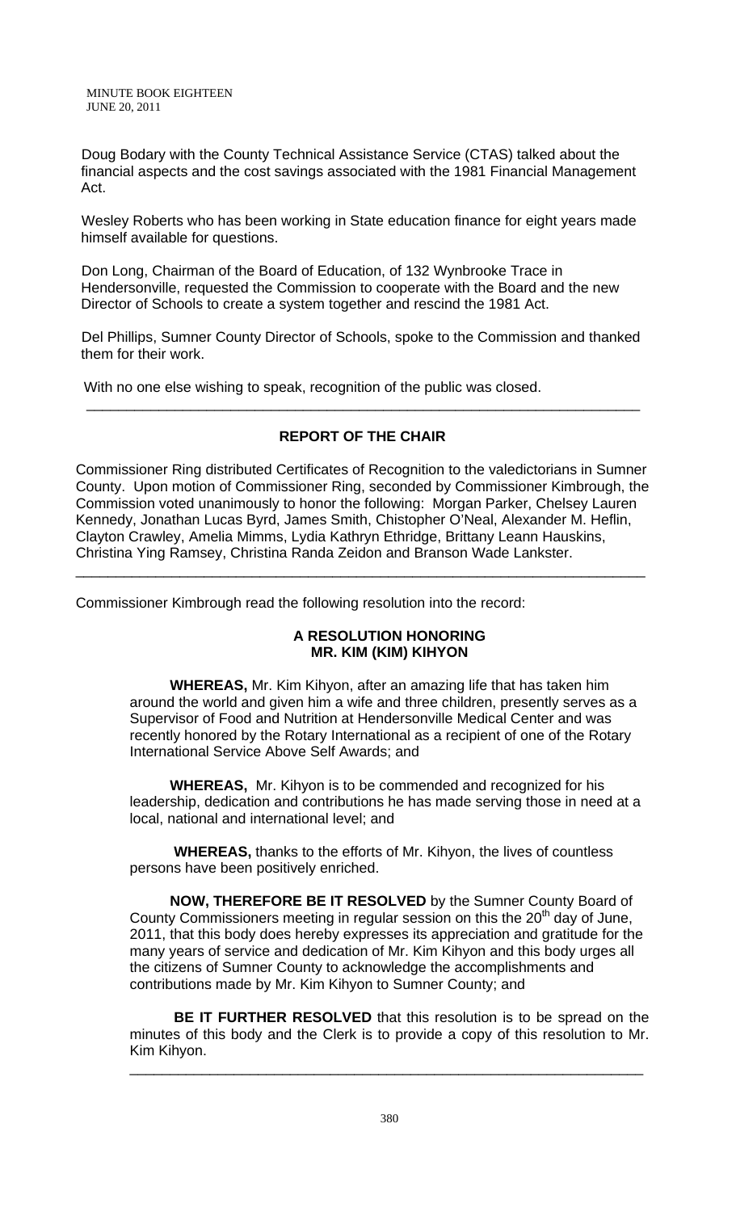Doug Bodary with the County Technical Assistance Service (CTAS) talked about the financial aspects and the cost savings associated with the 1981 Financial Management Act.

Wesley Roberts who has been working in State education finance for eight years made himself available for questions.

Don Long, Chairman of the Board of Education, of 132 Wynbrooke Trace in Hendersonville, requested the Commission to cooperate with the Board and the new Director of Schools to create a system together and rescind the 1981 Act.

Del Phillips, Sumner County Director of Schools, spoke to the Commission and thanked them for their work.

With no one else wishing to speak, recognition of the public was closed.

---

## REPORT OF THE CHAIR

Commissioner Ring distributed Certificates of Recognition to the valedictorians in Sumner County. Upon motion of Commissioner Ring, seconded by Commissioner Kimbrough, the Commission voted unanimously to honor the following: Morgan Parker, Chelsey Lauren Kennedy, Jonathan Lucas Byrd, James Smith, Chistopher O'Neal, Alexander M. Heflin, Clayton Crawley, Amelia Mimms, Lydia Kathryn Ethridge, Brittany Leann Hauskins, Christina Ying Ramsey, Christina Randa Zeidon and Branson Wade Lankster.

---

Commissioner Kimbrough read the following resolution into the record:

### A RESOLUTION HONORING MR. KIM (KIM) KIHYON

**WHEREAS,** Mr. Kim Kihyon, after an amazing life that has taken him around the world and given him a wife and three children, presently serves as a Supervisor of Food and Nutrition at Hendersonville Medical Center and was recently honored by the Rotary International as a recipient of one of the Rotary International Service Above Self Awards; and

**WHEREAS,** Mr. Kihyon is to be commended and recognized for his leadership, dedication and contributions he has made serving those in need at a local, national and international level; and

**WHEREAS,** thanks to the efforts of Mr. Kihyon, the lives of countless persons have been positively enriched.

**NOW, THEREFORE BE IT RESOLVED** by the Sumner County Board of County Commissioners meeting in regular session on this the 20th day of June, 2011, that this body does hereby expresses its appreciation and gratitude for the many years of service and dedication of Mr. Kim Kihyon and this body urges all the citizens of Sumner County to acknowledge the accomplishments and contributions made by Mr. Kim Kihyon to Sumner County; and

**BE IT FURTHER RESOLVED** that this resolution is to be spread on the minutes of this body and the Clerk is to provide a copy of this resolution to Mr. Kim Kihyon.

---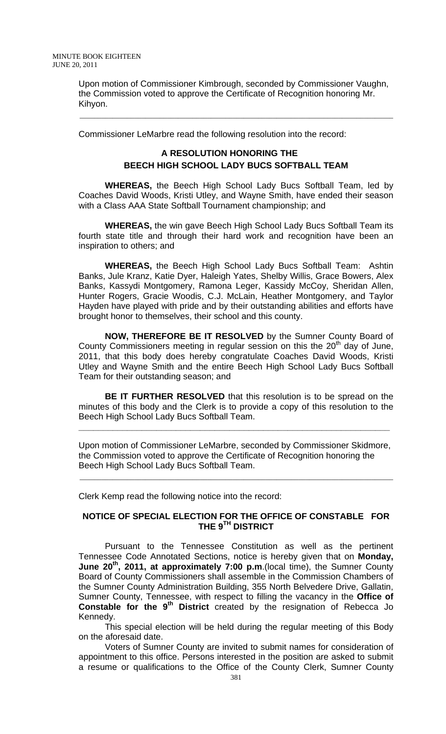Upon motion of Commissioner Kimbrough, seconded by Commissioner Vaughn, the Commission voted to approve the Certificate of Recognition honoring Mr. Kihyon.

---

Commissioner LeMarbre read the following resolution into the record:

## A RESOLUTION HONORING THE BEECH HIGH SCHOOL LADY BUCS SOFTBALL TEAM

**WHEREAS,** the Beech High School Lady Bucs Softball Team, led by Coaches David Woods, Kristi Utley, and Wayne Smith, have ended their season with a Class AAA State Softball Tournament championship; and

**WHEREAS,** the win gave Beech High School Lady Bucs Softball Team its fourth state title and through their hard work and recognition have been an inspiration to others; and

**WHEREAS,** the Beech High School Lady Bucs Softball Team: Ashtin Banks, Jule Kranz, Katie Dyer, Haleigh Yates, Shelby Willis, Grace Bowers, Alex Banks, Kassydi Montgomery, Ramona Leger, Kassidy McCoy, Sheridan Allen, Hunter Rogers, Gracie Woodis, C.J. McLain, Heather Montgomery, and Taylor Hayden have played with pride and by their outstanding abilities and efforts have brought honor to themselves, their school and this county.

**NOW, THEREFORE BE IT RESOLVED** by the Sumner County Board of County Commissioners meeting in regular session on this the 20th day of June, 2011, that this body does hereby congratulate Coaches David Woods, Kristi Utley and Wayne Smith and the entire Beech High School Lady Bucs Softball Team for their outstanding season; and

**BE IT FURTHER RESOLVED** that this resolution is to be spread on the minutes of this body and the Clerk is to provide a copy of this resolution to the Beech High School Lady Bucs Softball Team.

---

Upon motion of Commissioner LeMarbre, seconded by Commissioner Skidmore, the Commission voted to approve the Certificate of Recognition honoring the Beech High School Lady Bucs Softball Team.

---

Clerk Kemp read the following notice into the record:

## NOTICE OF SPECIAL ELECTION FOR THE OFFICE OF CONSTABLE FOR THE 9TH DISTRICT

Pursuant to the Tennessee Constitution as well as the pertinent Tennessee Code Annotated Sections, notice is hereby given that on **Monday, June 20th, 2011, at approximately 7:00 p.m**.(local time), the Sumner County Board of County Commissioners shall assemble in the Commission Chambers of the Sumner County Administration Building, 355 North Belvedere Drive, Gallatin, Sumner County, Tennessee, with respect to filling the vacancy in the **Office of Constable for the 9th District** created by the resignation of Rebecca Jo Kennedy.

This special election will be held during the regular meeting of this Body on the aforesaid date.

Voters of Sumner County are invited to submit names for consideration of appointment to this office. Persons interested in the position are asked to submit a resume or qualifications to the Office of the County Clerk, Sumner County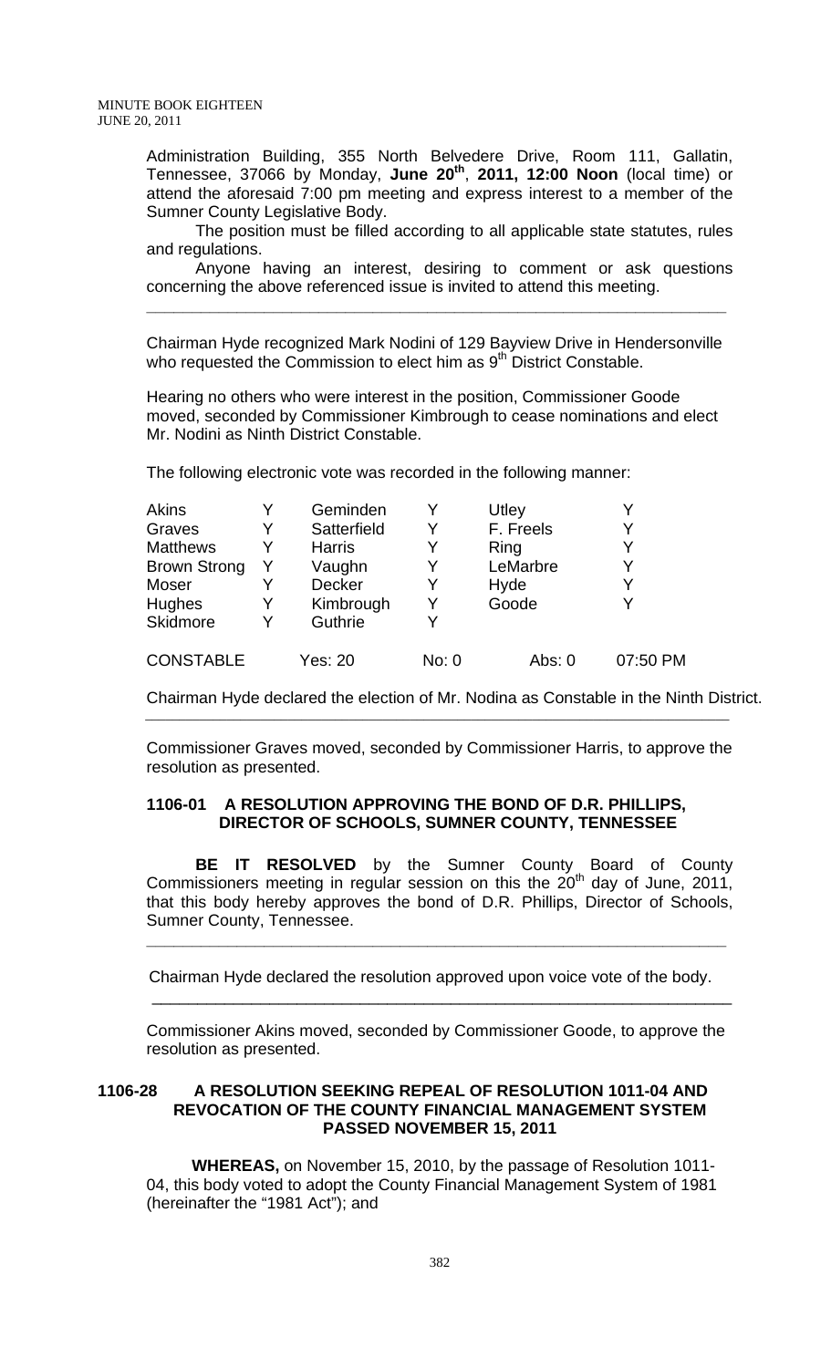Administration Building, 355 North Belvedere Drive, Room 111, Gallatin, Tennessee, 37066 by Monday, **June 20th**, **2011, 12:00 Noon** (local time) or attend the aforesaid 7:00 pm meeting and express interest to a member of the Sumner County Legislative Body.

The position must be filled according to all applicable state statutes, rules and regulations.

Anyone having an interest, desiring to comment or ask questions concerning the above referenced issue is invited to attend this meeting.

---

Chairman Hyde recognized Mark Nodini of 129 Bayview Drive in Hendersonville who requested the Commission to elect him as 9th District Constable.

Hearing no others who were interest in the position, Commissioner Goode moved, seconded by Commissioner Kimbrough to cease nominations and elect Mr. Nodini as Ninth District Constable.

The following electronic vote was recorded in the following manner:

| | | | | | |
|---|---|---|---|---|---|
| Akins | Y | Geminden | Y | Utley | Y |
| Graves | Y | Satterfield | Y | F. Freels | Y |
| Matthews | Y | Harris | Y | Ring | Y |
| Brown Strong | Y | Vaughn | Y | LeMarbre | Y |
| Moser | Y | Decker | Y | Hyde | Y |
| Hughes | Y | Kimbrough | Y | Goode | Y |
| Skidmore | Y | Guthrie | Y | | |
| CONSTABLE | | Yes: 20 | No: 0 | Abs: 0 | 07:50 PM |

Chairman Hyde declared the election of Mr. Nodina as Constable in the Ninth District.

---

Commissioner Graves moved, seconded by Commissioner Harris, to approve the resolution as presented.

**1106-01 A RESOLUTION APPROVING THE BOND OF D.R. PHILLIPS, DIRECTOR OF SCHOOLS, SUMNER COUNTY, TENNESSEE**

**BE IT RESOLVED** by the Sumner County Board of County Commissioners meeting in regular session on this the 20th day of June, 2011, that this body hereby approves the bond of D.R. Phillips, Director of Schools, Sumner County, Tennessee.

---

Chairman Hyde declared the resolution approved upon voice vote of the body.

---

Commissioner Akins moved, seconded by Commissioner Goode, to approve the resolution as presented.

**1106-28 A RESOLUTION SEEKING REPEAL OF RESOLUTION 1011-04 AND REVOCATION OF THE COUNTY FINANCIAL MANAGEMENT SYSTEM PASSED NOVEMBER 15, 2011**

**WHEREAS,** on November 15, 2010, by the passage of Resolution 1011-04, this body voted to adopt the County Financial Management System of 1981 (hereinafter the "1981 Act"); and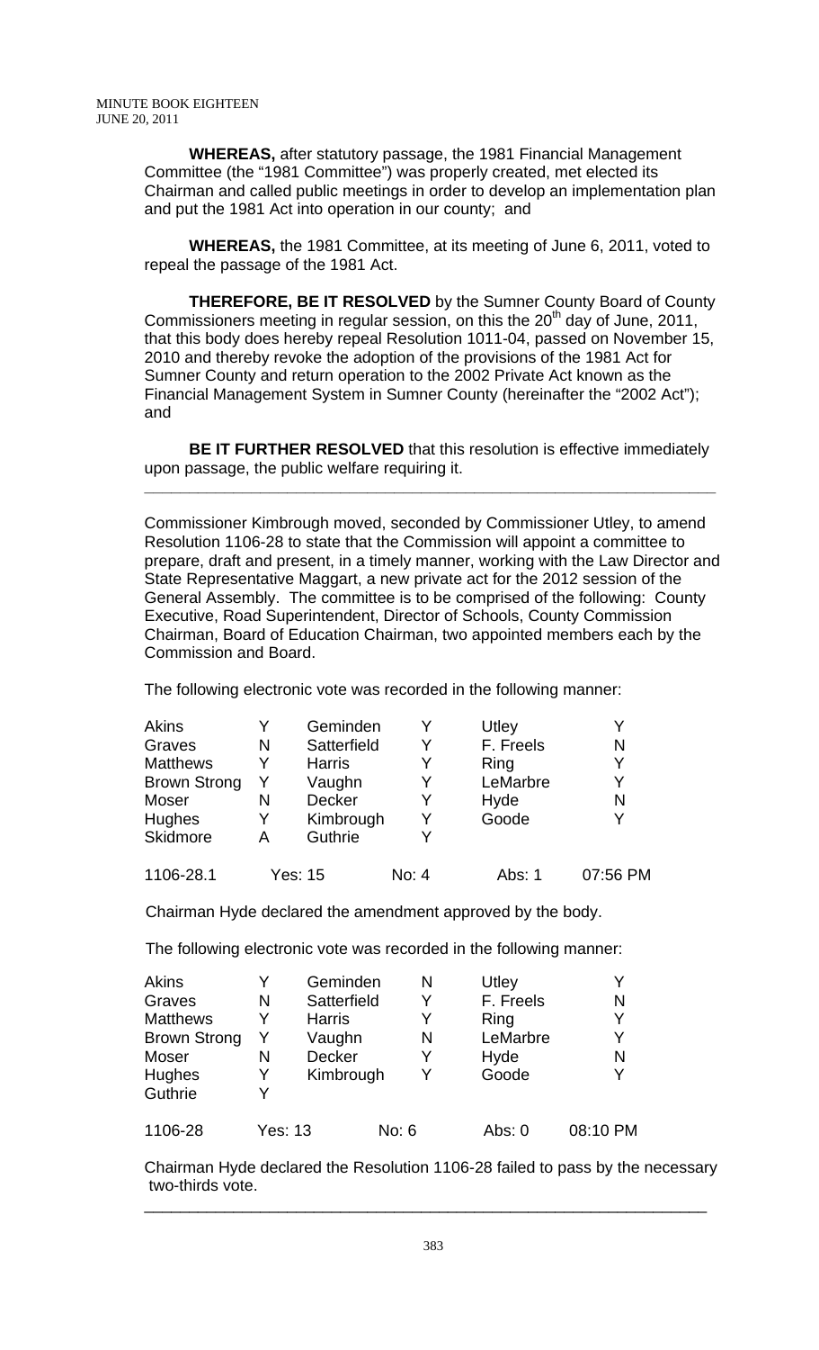**WHEREAS,** after statutory passage, the 1981 Financial Management Committee (the "1981 Committee") was properly created, met elected its Chairman and called public meetings in order to develop an implementation plan and put the 1981 Act into operation in our county; and

**WHEREAS,** the 1981 Committee, at its meeting of June 6, 2011, voted to repeal the passage of the 1981 Act.

**THEREFORE, BE IT RESOLVED** by the Sumner County Board of County Commissioners meeting in regular session, on this the 20th day of June, 2011, that this body does hereby repeal Resolution 1011-04, passed on November 15, 2010 and thereby revoke the adoption of the provisions of the 1981 Act for Sumner County and return operation to the 2002 Private Act known as the Financial Management System in Sumner County (hereinafter the "2002 Act"); and

**BE IT FURTHER RESOLVED** that this resolution is effective immediately upon passage, the public welfare requiring it.

---

Commissioner Kimbrough moved, seconded by Commissioner Utley, to amend Resolution 1106-28 to state that the Commission will appoint a committee to prepare, draft and present, in a timely manner, working with the Law Director and State Representative Maggart, a new private act for the 2012 session of the General Assembly. The committee is to be comprised of the following: County Executive, Road Superintendent, Director of Schools, County Commission Chairman, Board of Education Chairman, two appointed members each by the Commission and Board.

The following electronic vote was recorded in the following manner:

| | | | | | |
|---|---|---|---|---|---|
| Akins | Y | Geminden | Y | Utley | Y |
| Graves | N | Satterfield | Y | F. Freels | N |
| Matthews | Y | Harris | Y | Ring | Y |
| Brown Strong | Y | Vaughn | Y | LeMarbre | Y |
| Moser | N | Decker | Y | Hyde | N |
| Hughes | Y | Kimbrough | Y | Goode | Y |
| Skidmore | A | Guthrie | Y | | |

1106-28.1 Yes: 15 No: 4 Abs: 1 07:56 PM

Chairman Hyde declared the amendment approved by the body.

The following electronic vote was recorded in the following manner:

| | | | | | |
|---|---|---|---|---|---|
| Akins | Y | Geminden | N | Utley | Y |
| Graves | N | Satterfield | Y | F. Freels | N |
| Matthews | Y | Harris | Y | Ring | Y |
| Brown Strong | Y | Vaughn | N | LeMarbre | Y |
| Moser | N | Decker | Y | Hyde | N |
| Hughes | Y | Kimbrough | Y | Goode | Y |
| Guthrie | Y | | | | |

1106-28 Yes: 13 No: 6 Abs: 0 08:10 PM

Chairman Hyde declared the Resolution 1106-28 failed to pass by the necessary two-thirds vote.

---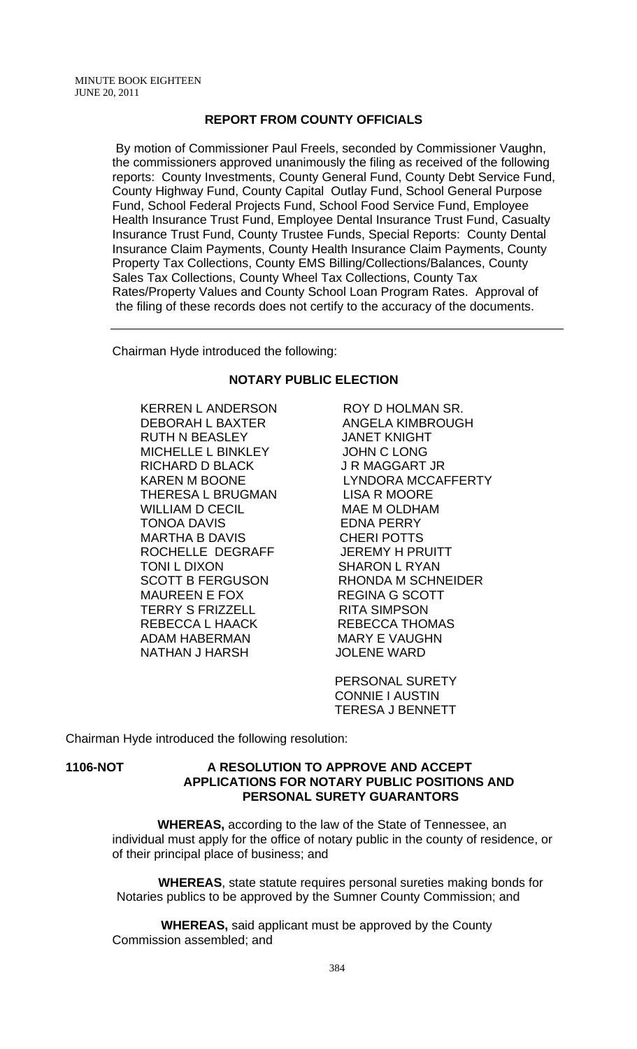**REPORT FROM COUNTY OFFICIALS**

By motion of Commissioner Paul Freels, seconded by Commissioner Vaughn, the commissioners approved unanimously the filing as received of the following reports: County Investments, County General Fund, County Debt Service Fund, County Highway Fund, County Capital Outlay Fund, School General Purpose Fund, School Federal Projects Fund, School Food Service Fund, Employee Health Insurance Trust Fund, Employee Dental Insurance Trust Fund, Casualty Insurance Trust Fund, County Trustee Funds, Special Reports: County Dental Insurance Claim Payments, County Health Insurance Claim Payments, County Property Tax Collections, County EMS Billing/Collections/Balances, County Sales Tax Collections, County Wheel Tax Collections, County Tax Rates/Property Values and County School Loan Program Rates. Approval of the filing of these records does not certify to the accuracy of the documents.

---

Chairman Hyde introduced the following:

**NOTARY PUBLIC ELECTION**

KERREN L ANDERSON
DEBORAH L BAXTER
RUTH N BEASLEY
MICHELLE L BINKLEY
RICHARD D BLACK
KAREN M BOONE
THERESA L BRUGMAN
WILLIAM D CECIL
TONOA DAVIS
MARTHA B DAVIS
ROCHELLE DEGRAFF
TONI L DIXON
SCOTT B FERGUSON
MAUREEN E FOX
TERRY S FRIZZELL
REBECCA L HAACK
ADAM HABERMAN
NATHAN J HARSH
ROY D HOLMAN SR.
ANGELA KIMBROUGH
JANET KNIGHT
JOHN C LONG
J R MAGGART JR
LYNDORA MCCAFFERTY
LISA R MOORE
MAE M OLDHAM
EDNA PERRY
CHERI POTTS
JEREMY H PRUITT
SHARON L RYAN
RHONDA M SCHNEIDER
REGINA G SCOTT
RITA SIMPSON
REBECCA THOMAS
MARY E VAUGHN
JOLENE WARD

PERSONAL SURETY
CONNIE I AUSTIN
TERESA J BENNETT

Chairman Hyde introduced the following resolution:

**1106-NOT A RESOLUTION TO APPROVE AND ACCEPT APPLICATIONS FOR NOTARY PUBLIC POSITIONS AND PERSONAL SURETY GUARANTORS**

**WHEREAS,** according to the law of the State of Tennessee, an individual must apply for the office of notary public in the county of residence, or of their principal place of business; and

**WHEREAS**, state statute requires personal sureties making bonds for Notaries publics to be approved by the Sumner County Commission; and

**WHEREAS,** said applicant must be approved by the County Commission assembled; and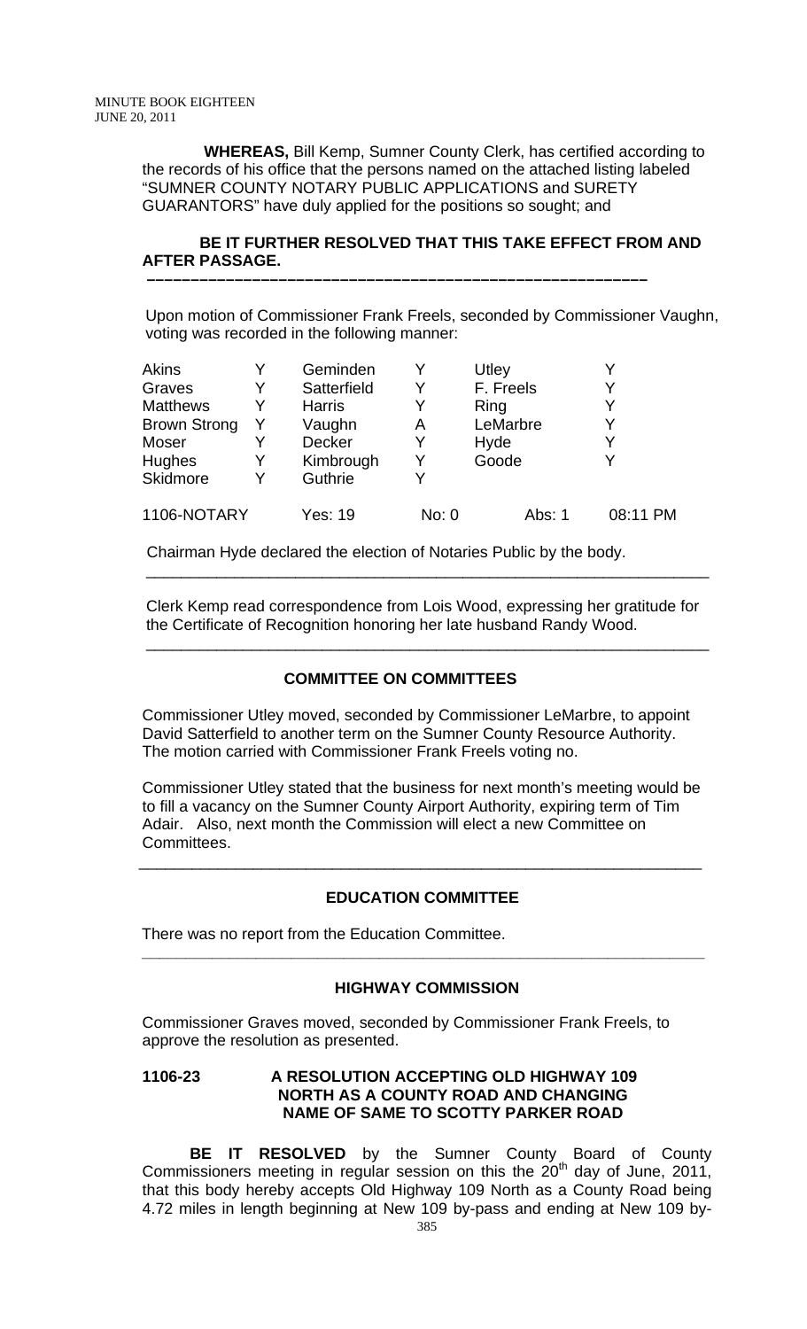**WHEREAS,** Bill Kemp, Sumner County Clerk, has certified according to the records of his office that the persons named on the attached listing labeled "SUMNER COUNTY NOTARY PUBLIC APPLICATIONS and SURETY GUARANTORS" have duly applied for the positions so sought; and

**BE IT FURTHER RESOLVED THAT THIS TAKE EFFECT FROM AND AFTER PASSAGE.**

---

Upon motion of Commissioner Frank Freels, seconded by Commissioner Vaughn, voting was recorded in the following manner:

| | | | | | |
|---|---|---|---|---|---|
| Akins | Y | Geminden | Y | Utley | Y |
| Graves | Y | Satterfield | Y | F. Freels | Y |
| Matthews | Y | Harris | Y | Ring | Y |
| Brown Strong | Y | Vaughn | A | LeMarbre | Y |
| Moser | Y | Decker | Y | Hyde | Y |
| Hughes | Y | Kimbrough | Y | Goode | Y |
| Skidmore | Y | Guthrie | Y | | |

1106-NOTARY Yes: 19 No: 0 Abs: 1 08:11 PM

Chairman Hyde declared the election of Notaries Public by the body.

---

Clerk Kemp read correspondence from Lois Wood, expressing her gratitude for the Certificate of Recognition honoring her late husband Randy Wood.

---

**COMMITTEE ON COMMITTEES**

Commissioner Utley moved, seconded by Commissioner LeMarbre, to appoint David Satterfield to another term on the Sumner County Resource Authority. The motion carried with Commissioner Frank Freels voting no.

Commissioner Utley stated that the business for next month's meeting would be to fill a vacancy on the Sumner County Airport Authority, expiring term of Tim Adair. Also, next month the Commission will elect a new Committee on Committees.

---

**EDUCATION COMMITTEE**

There was no report from the Education Committee.

---

**HIGHWAY COMMISSION**

Commissioner Graves moved, seconded by Commissioner Frank Freels, to approve the resolution as presented.

**1106-23 A RESOLUTION ACCEPTING OLD HIGHWAY 109 NORTH AS A COUNTY ROAD AND CHANGING NAME OF SAME TO SCOTTY PARKER ROAD**

**BE IT RESOLVED** by the Sumner County Board of County Commissioners meeting in regular session on this the 20th day of June, 2011, that this body hereby accepts Old Highway 109 North as a County Road being 4.72 miles in length beginning at New 109 by-pass and ending at New 109 by-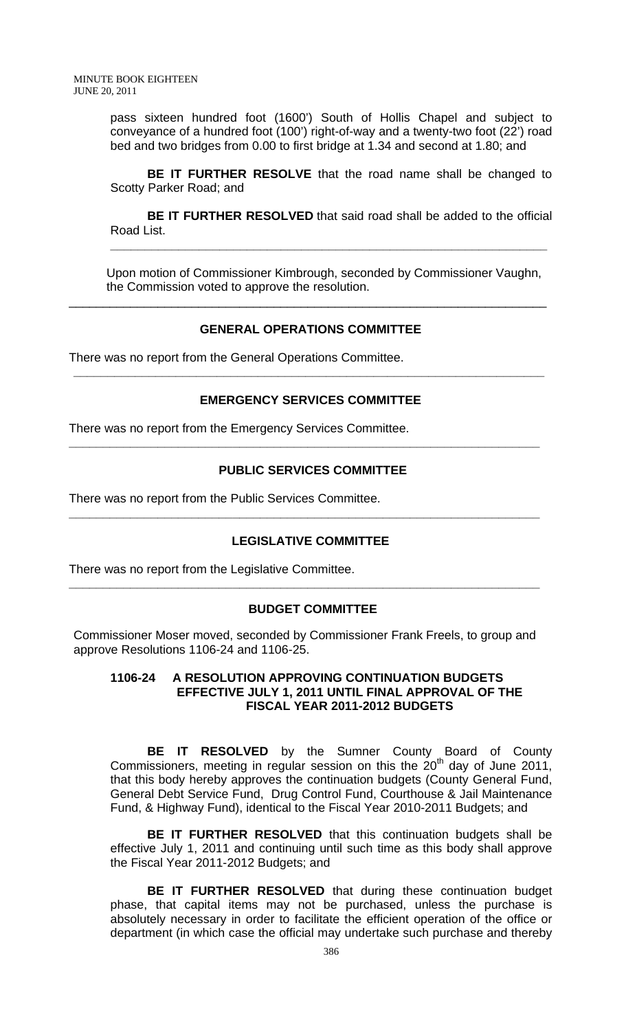pass sixteen hundred foot (1600') South of Hollis Chapel and subject to conveyance of a hundred foot (100') right-of-way and a twenty-two foot (22') road bed and two bridges from 0.00 to first bridge at 1.34 and second at 1.80; and

**BE IT FURTHER RESOLVE** that the road name shall be changed to Scotty Parker Road; and

**BE IT FURTHER RESOLVED** that said road shall be added to the official Road List.

---

Upon motion of Commissioner Kimbrough, seconded by Commissioner Vaughn, the Commission voted to approve the resolution.

---

### GENERAL OPERATIONS COMMITTEE

There was no report from the General Operations Committee.

---

### EMERGENCY SERVICES COMMITTEE

There was no report from the Emergency Services Committee.

---

### PUBLIC SERVICES COMMITTEE

There was no report from the Public Services Committee.

---

### LEGISLATIVE COMMITTEE

There was no report from the Legislative Committee.

---

### BUDGET COMMITTEE

Commissioner Moser moved, seconded by Commissioner Frank Freels, to group and approve Resolutions 1106-24 and 1106-25.

#### 1106-24 A RESOLUTION APPROVING CONTINUATION BUDGETS EFFECTIVE JULY 1, 2011 UNTIL FINAL APPROVAL OF THE FISCAL YEAR 2011-2012 BUDGETS

**BE IT RESOLVED** by the Sumner County Board of County Commissioners, meeting in regular session on this the 20th day of June 2011, that this body hereby approves the continuation budgets (County General Fund, General Debt Service Fund, Drug Control Fund, Courthouse & Jail Maintenance Fund, & Highway Fund), identical to the Fiscal Year 2010-2011 Budgets; and

**BE IT FURTHER RESOLVED** that this continuation budgets shall be effective July 1, 2011 and continuing until such time as this body shall approve the Fiscal Year 2011-2012 Budgets; and

**BE IT FURTHER RESOLVED** that during these continuation budget phase, that capital items may not be purchased, unless the purchase is absolutely necessary in order to facilitate the efficient operation of the office or department (in which case the official may undertake such purchase and thereby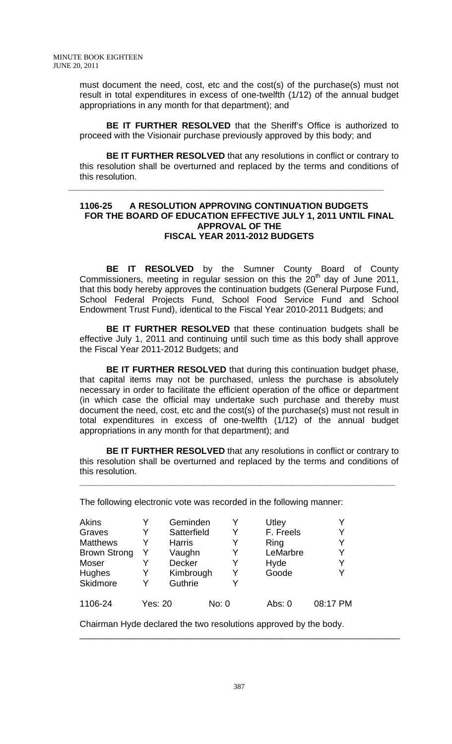must document the need, cost, etc and the cost(s) of the purchase(s) must not result in total expenditures in excess of one-twelfth (1/12) of the annual budget appropriations in any month for that department); and

**BE IT FURTHER RESOLVED** that the Sheriff's Office is authorized to proceed with the Visionair purchase previously approved by this body; and

**BE IT FURTHER RESOLVED** that any resolutions in conflict or contrary to this resolution shall be overturned and replaced by the terms and conditions of this resolution.

---

**1106-25 A RESOLUTION APPROVING CONTINUATION BUDGETS FOR THE BOARD OF EDUCATION EFFECTIVE JULY 1, 2011 UNTIL FINAL APPROVAL OF THE FISCAL YEAR 2011-2012 BUDGETS**

**BE IT RESOLVED** by the Sumner County Board of County Commissioners, meeting in regular session on this the 20th day of June 2011, that this body hereby approves the continuation budgets (General Purpose Fund, School Federal Projects Fund, School Food Service Fund and School Endowment Trust Fund), identical to the Fiscal Year 2010-2011 Budgets; and

**BE IT FURTHER RESOLVED** that these continuation budgets shall be effective July 1, 2011 and continuing until such time as this body shall approve the Fiscal Year 2011-2012 Budgets; and

**BE IT FURTHER RESOLVED** that during this continuation budget phase, that capital items may not be purchased, unless the purchase is absolutely necessary in order to facilitate the efficient operation of the office or department (in which case the official may undertake such purchase and thereby must document the need, cost, etc and the cost(s) of the purchase(s) must not result in total expenditures in excess of one-twelfth (1/12) of the annual budget appropriations in any month for that department); and

**BE IT FURTHER RESOLVED** that any resolutions in conflict or contrary to this resolution shall be overturned and replaced by the terms and conditions of this resolution.

---

The following electronic vote was recorded in the following manner:

| | | | | | |
|---|---|---|---|---|---|
| Akins | Y | Geminden | Y | Utley | Y |
| Graves | Y | Satterfield | Y | F. Freels | Y |
| Matthews | Y | Harris | Y | Ring | Y |
| Brown Strong | Y | Vaughn | Y | LeMarbre | Y |
| Moser | Y | Decker | Y | Hyde | Y |
| Hughes | Y | Kimbrough | Y | Goode | Y |
| Skidmore | Y | Guthrie | Y | | |

1106-24 Yes: 20 No: 0 Abs: 0 08:17 PM

Chairman Hyde declared the two resolutions approved by the body.

---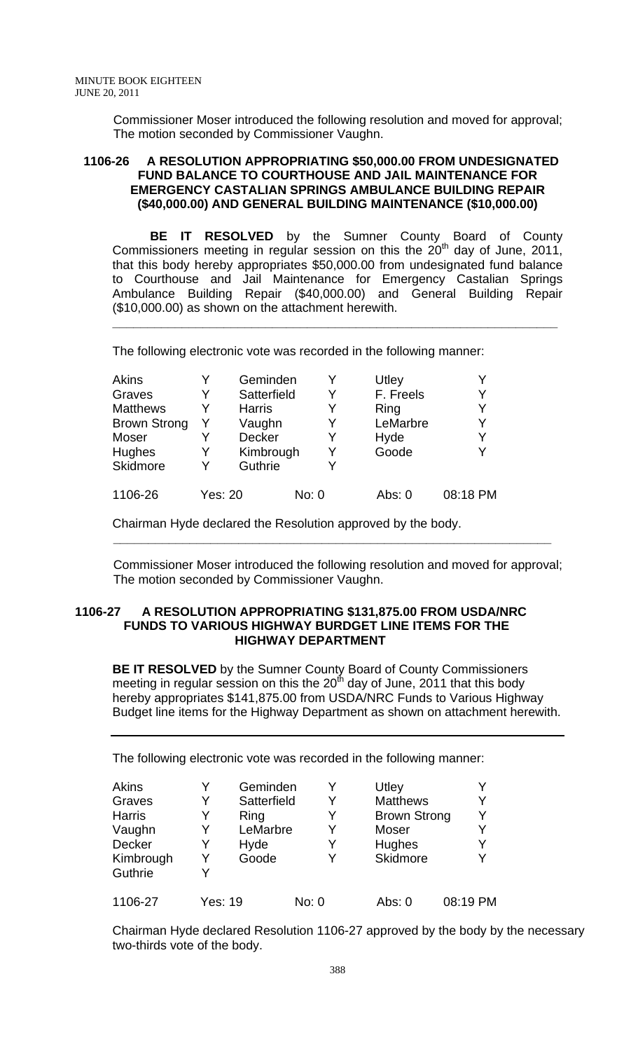Commissioner Moser introduced the following resolution and moved for approval; The motion seconded by Commissioner Vaughn.

**1106-26 A RESOLUTION APPROPRIATING $50,000.00 FROM UNDESIGNATED FUND BALANCE TO COURTHOUSE AND JAIL MAINTENANCE FOR EMERGENCY CASTALIAN SPRINGS AMBULANCE BUILDING REPAIR ($40,000.00) AND GENERAL BUILDING MAINTENANCE ($10,000.00)**

**BE IT RESOLVED** by the Sumner County Board of County Commissioners meeting in regular session on this the 20th day of June, 2011, that this body hereby appropriates $50,000.00 from undesignated fund balance to Courthouse and Jail Maintenance for Emergency Castalian Springs Ambulance Building Repair ($40,000.00) and General Building Repair ($10,000.00) as shown on the attachment herewith.

---

The following electronic vote was recorded in the following manner:

| | | | | | | |
|---|---|---|---|---|---|---|
| Akins | Y | Geminden | Y | Utley | Y | |
| Graves | Y | Satterfield | Y | F. Freels | Y | |
| Matthews | Y | Harris | Y | Ring | Y | |
| Brown Strong | Y | Vaughn | Y | LeMarbre | Y | |
| Moser | Y | Decker | Y | Hyde | Y | |
| Hughes | Y | Kimbrough | Y | Goode | Y | |
| Skidmore | Y | Guthrie | Y | | | |
| 1106-26 | Yes: 20 | | No: 0 | Abs: 0 | | 08:18 PM |

Chairman Hyde declared the Resolution approved by the body.

---

Commissioner Moser introduced the following resolution and moved for approval; The motion seconded by Commissioner Vaughn.

**1106-27 A RESOLUTION APPROPRIATING $131,875.00 FROM USDA/NRC FUNDS TO VARIOUS HIGHWAY BURDGET LINE ITEMS FOR THE HIGHWAY DEPARTMENT**

**BE IT RESOLVED** by the Sumner County Board of County Commissioners meeting in regular session on this the 20th day of June, 2011 that this body hereby appropriates $141,875.00 from USDA/NRC Funds to Various Highway Budget line items for the Highway Department as shown on attachment herewith.

---

The following electronic vote was recorded in the following manner:

| | | | | | | |
|---|---|---|---|---|---|---|
| Akins | Y | Geminden | Y | Utley | Y | |
| Graves | Y | Satterfield | Y | Matthews | Y | |
| Harris | Y | Ring | Y | Brown Strong | Y | |
| Vaughn | Y | LeMarbre | Y | Moser | Y | |
| Decker | Y | Hyde | Y | Hughes | Y | |
| Kimbrough | Y | Goode | Y | Skidmore | Y | |
| Guthrie | Y | | | | | |
| 1106-27 | Yes: 19 | | No: 0 | Abs: 0 | | 08:19 PM |

Chairman Hyde declared Resolution 1106-27 approved by the body by the necessary two-thirds vote of the body.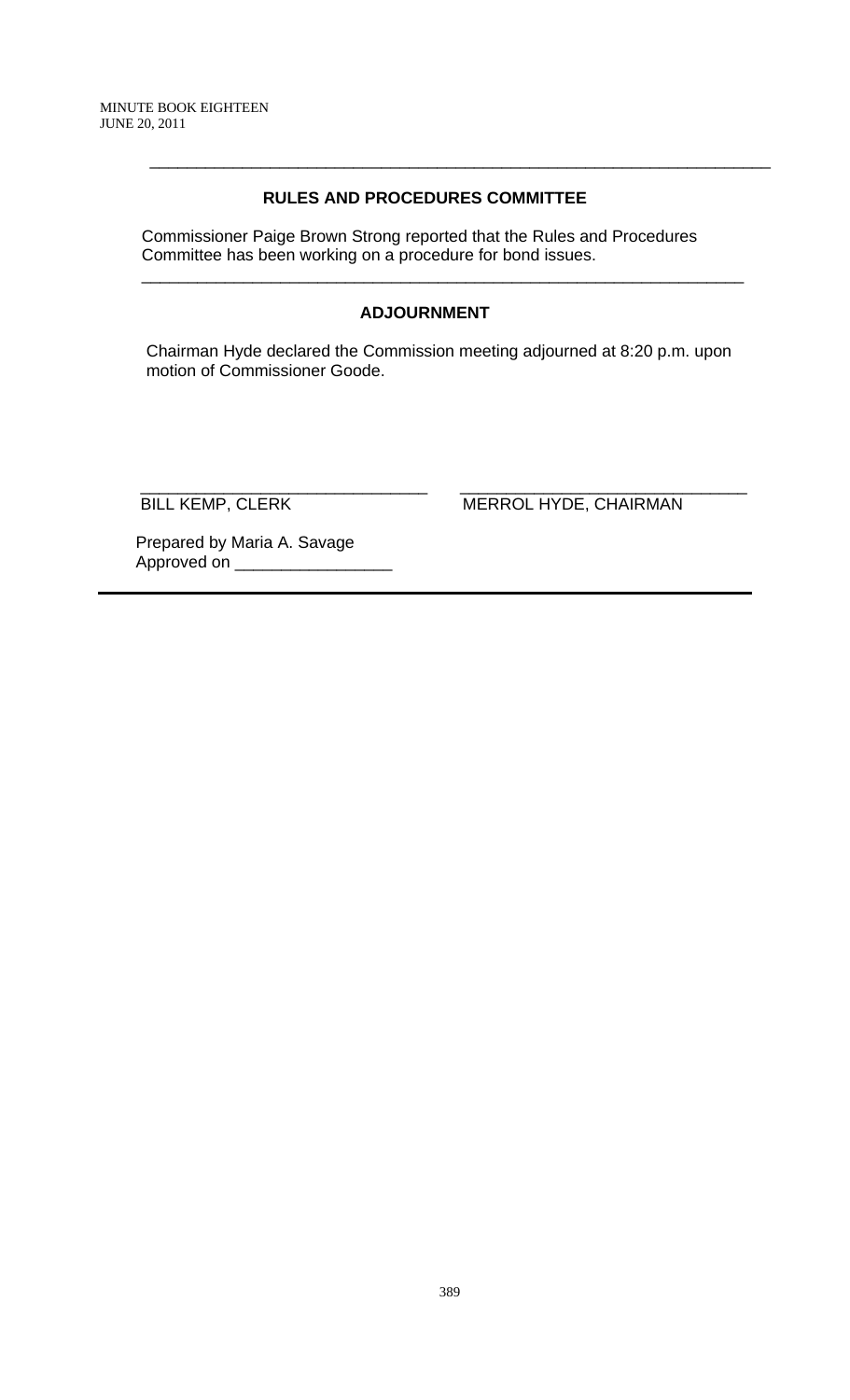## RULES AND PROCEDURES COMMITTEE

Commissioner Paige Brown Strong reported that the Rules and Procedures Committee has been working on a procedure for bond issues.

---

## ADJOURNMENT

Chairman Hyde declared the Commission meeting adjourned at 8:20 p.m. upon motion of Commissioner Goode.

| | |
|---|---|
| ______________________________ | ______________________________ |
| BILL KEMP, CLERK | MERROL HYDE, CHAIRMAN |

Prepared by Maria A. Savage
Approved on ________________